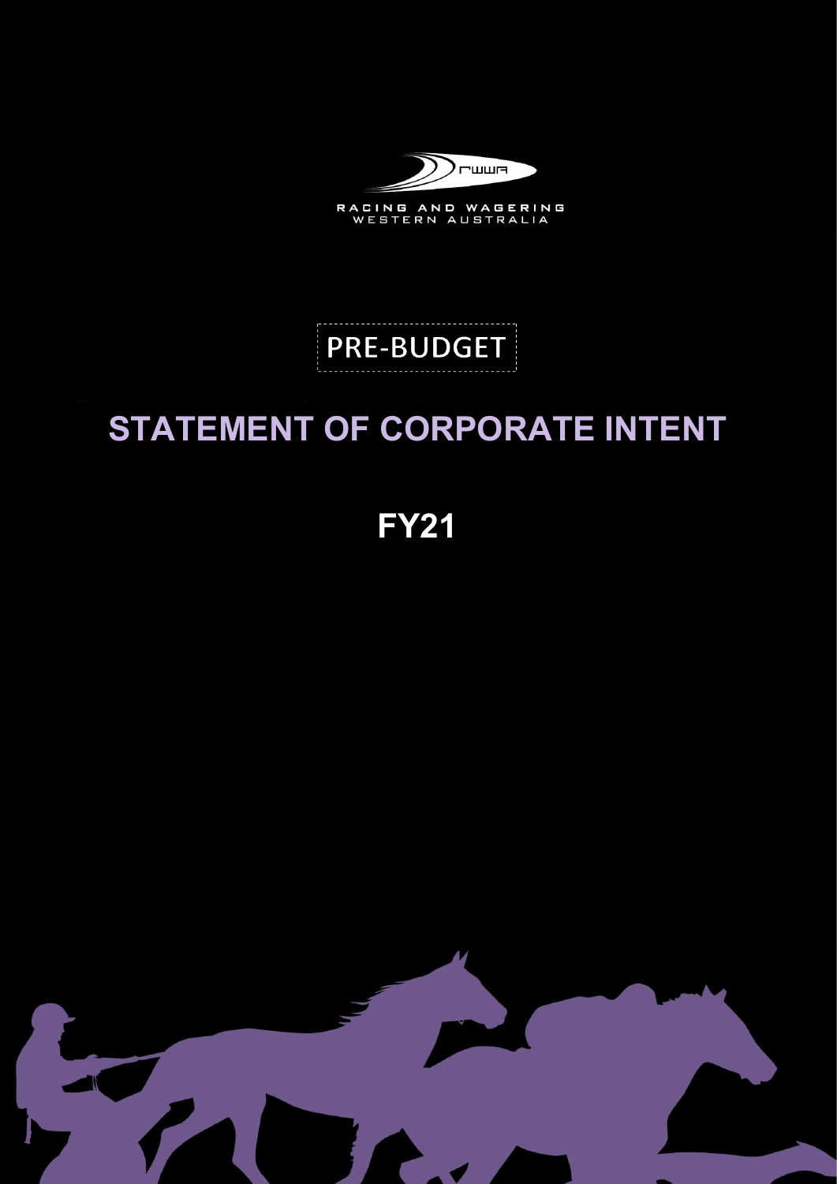RACING AND WAGERING
WESTERN AUSTRALIA

PRE-BUDGET

# STATEMENT OF CORPORATE INTENT

## FY21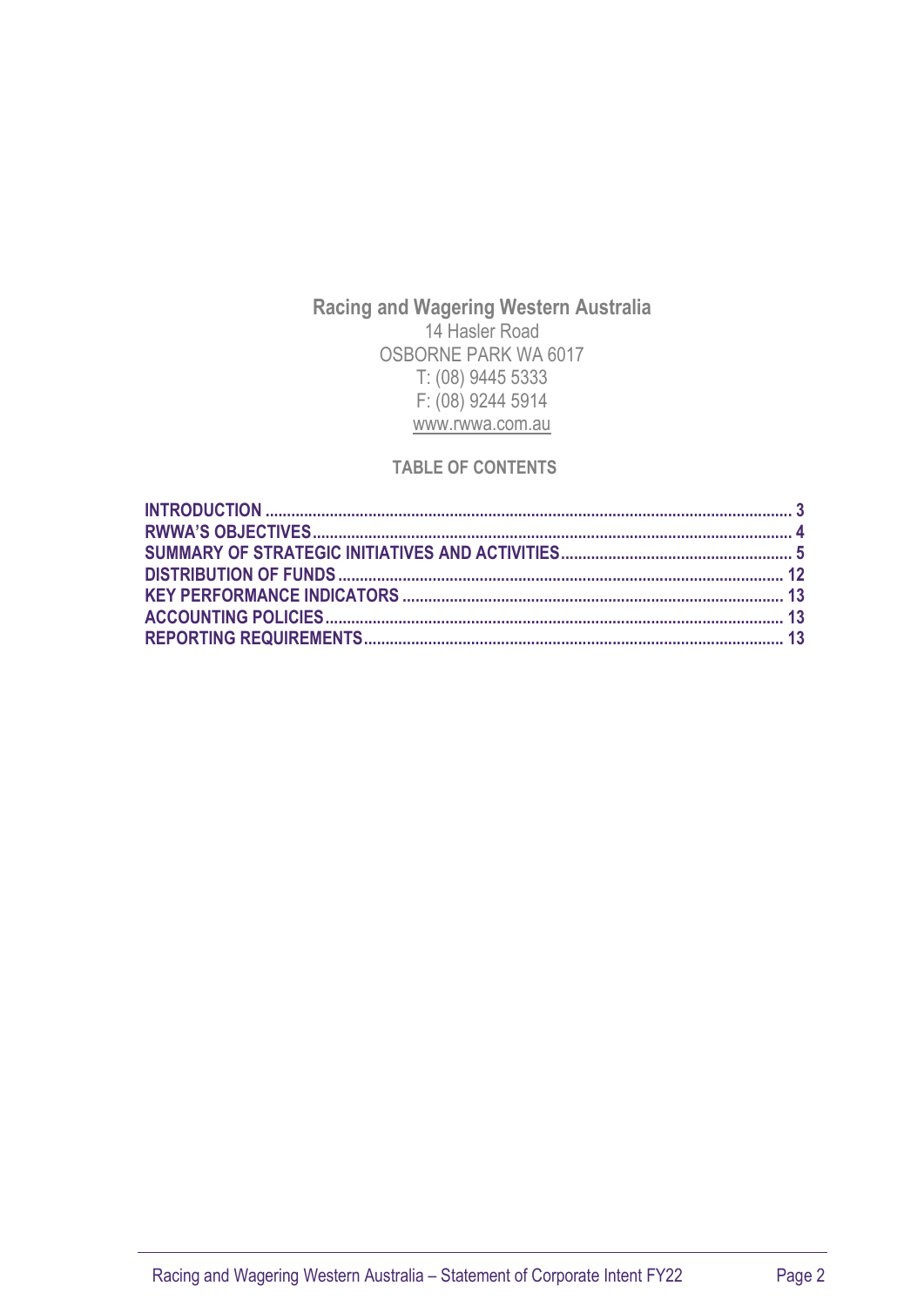**Racing and Wagering Western Australia**
14 Hasler Road
OSBORNE PARK WA 6017
T: (08) 9445 5333
F: (08) 9244 5914
www.rwwa.com.au

## TABLE OF CONTENTS

| | |
|---|---|
| INTRODUCTION | 3 |
| RWWA'S OBJECTIVES | 4 |
| SUMMARY OF STRATEGIC INITIATIVES AND ACTIVITIES | 5 |
| DISTRIBUTION OF FUNDS | 12 |
| KEY PERFORMANCE INDICATORS | 13 |
| ACCOUNTING POLICIES | 13 |
| REPORTING REQUIREMENTS | 13 |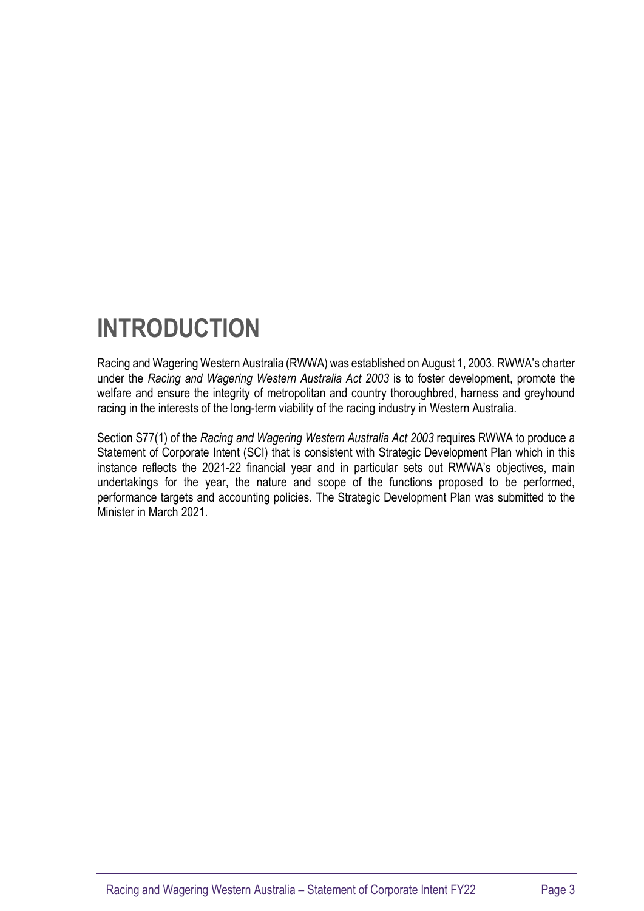# INTRODUCTION

Racing and Wagering Western Australia (RWWA) was established on August 1, 2003. RWWA's charter under the *Racing and Wagering Western Australia Act 2003* is to foster development, promote the welfare and ensure the integrity of metropolitan and country thoroughbred, harness and greyhound racing in the interests of the long-term viability of the racing industry in Western Australia.

Section S77(1) of the *Racing and Wagering Western Australia Act 2003* requires RWWA to produce a Statement of Corporate Intent (SCI) that is consistent with Strategic Development Plan which in this instance reflects the 2021-22 financial year and in particular sets out RWWA's objectives, main undertakings for the year, the nature and scope of the functions proposed to be performed, performance targets and accounting policies. The Strategic Development Plan was submitted to the Minister in March 2021.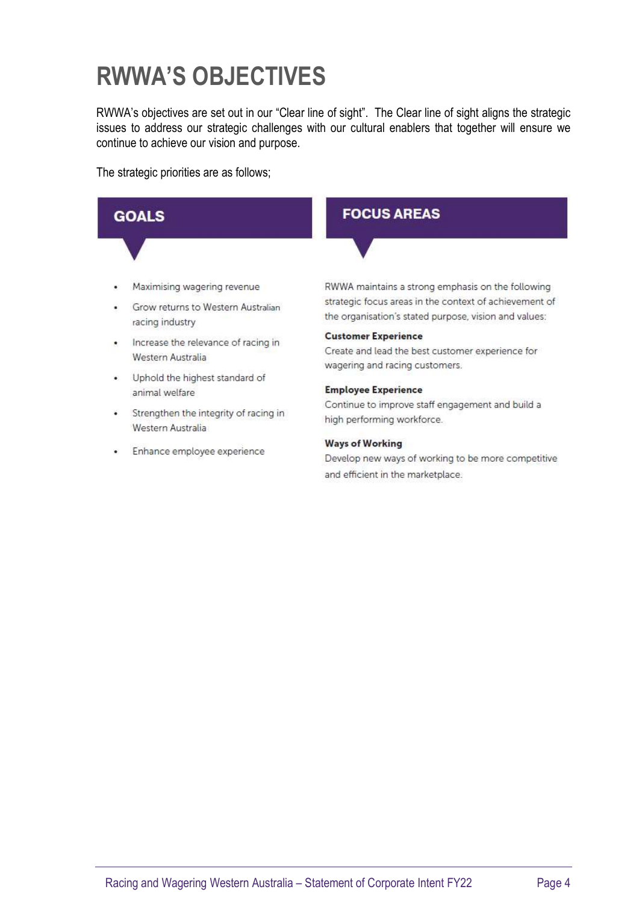# RWWA'S OBJECTIVES

RWWA's objectives are set out in our "Clear line of sight". The Clear line of sight aligns the strategic issues to address our strategic challenges with our cultural enablers that together will ensure we continue to achieve our vision and purpose.

The strategic priorities are as follows;

## GOALS

- Maximising wagering revenue
- Grow returns to Western Australian racing industry
- Increase the relevance of racing in Western Australia
- Uphold the highest standard of animal welfare
- Strengthen the integrity of racing in Western Australia
- Enhance employee experience

## FOCUS AREAS

RWWA maintains a strong emphasis on the following strategic focus areas in the context of achievement of the organisation's stated purpose, vision and values:

**Customer Experience**
Create and lead the best customer experience for wagering and racing customers.

**Employee Experience**
Continue to improve staff engagement and build a high performing workforce.

**Ways of Working**
Develop new ways of working to be more competitive and efficient in the marketplace.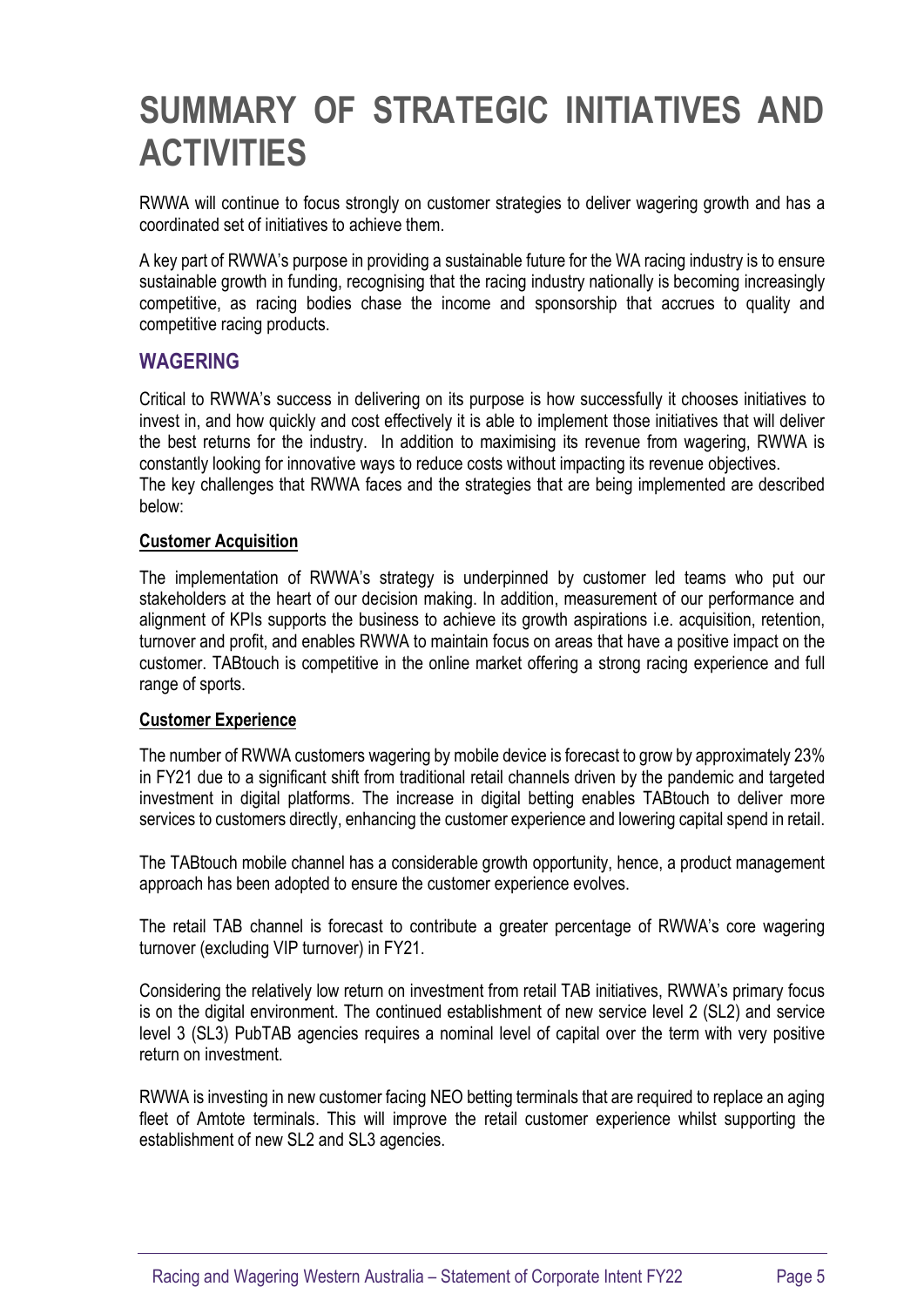# SUMMARY OF STRATEGIC INITIATIVES AND ACTIVITIES

RWWA will continue to focus strongly on customer strategies to deliver wagering growth and has a coordinated set of initiatives to achieve them.

A key part of RWWA's purpose in providing a sustainable future for the WA racing industry is to ensure sustainable growth in funding, recognising that the racing industry nationally is becoming increasingly competitive, as racing bodies chase the income and sponsorship that accrues to quality and competitive racing products.

## WAGERING

Critical to RWWA's success in delivering on its purpose is how successfully it chooses initiatives to invest in, and how quickly and cost effectively it is able to implement those initiatives that will deliver the best returns for the industry. In addition to maximising its revenue from wagering, RWWA is constantly looking for innovative ways to reduce costs without impacting its revenue objectives.
The key challenges that RWWA faces and the strategies that are being implemented are described below:

### Customer Acquisition

The implementation of RWWA's strategy is underpinned by customer led teams who put our stakeholders at the heart of our decision making. In addition, measurement of our performance and alignment of KPIs supports the business to achieve its growth aspirations i.e. acquisition, retention, turnover and profit, and enables RWWA to maintain focus on areas that have a positive impact on the customer. TABtouch is competitive in the online market offering a strong racing experience and full range of sports.

### Customer Experience

The number of RWWA customers wagering by mobile device is forecast to grow by approximately 23% in FY21 due to a significant shift from traditional retail channels driven by the pandemic and targeted investment in digital platforms. The increase in digital betting enables TABtouch to deliver more services to customers directly, enhancing the customer experience and lowering capital spend in retail.

The TABtouch mobile channel has a considerable growth opportunity, hence, a product management approach has been adopted to ensure the customer experience evolves.

The retail TAB channel is forecast to contribute a greater percentage of RWWA's core wagering turnover (excluding VIP turnover) in FY21.

Considering the relatively low return on investment from retail TAB initiatives, RWWA's primary focus is on the digital environment. The continued establishment of new service level 2 (SL2) and service level 3 (SL3) PubTAB agencies requires a nominal level of capital over the term with very positive return on investment.

RWWA is investing in new customer facing NEO betting terminals that are required to replace an aging fleet of Amtote terminals. This will improve the retail customer experience whilst supporting the establishment of new SL2 and SL3 agencies.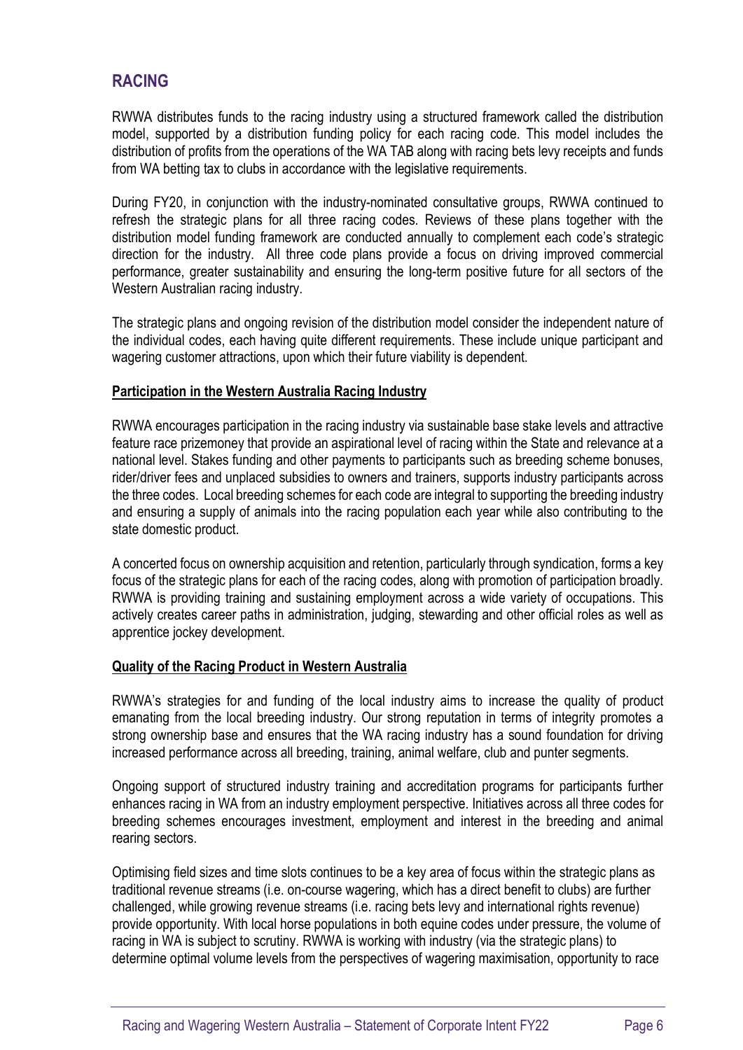## RACING

RWWA distributes funds to the racing industry using a structured framework called the distribution model, supported by a distribution funding policy for each racing code. This model includes the distribution of profits from the operations of the WA TAB along with racing bets levy receipts and funds from WA betting tax to clubs in accordance with the legislative requirements.

During FY20, in conjunction with the industry-nominated consultative groups, RWWA continued to refresh the strategic plans for all three racing codes. Reviews of these plans together with the distribution model funding framework are conducted annually to complement each code's strategic direction for the industry. All three code plans provide a focus on driving improved commercial performance, greater sustainability and ensuring the long-term positive future for all sectors of the Western Australian racing industry.

The strategic plans and ongoing revision of the distribution model consider the independent nature of the individual codes, each having quite different requirements. These include unique participant and wagering customer attractions, upon which their future viability is dependent.

**Participation in the Western Australia Racing Industry**

RWWA encourages participation in the racing industry via sustainable base stake levels and attractive feature race prizemoney that provide an aspirational level of racing within the State and relevance at a national level. Stakes funding and other payments to participants such as breeding scheme bonuses, rider/driver fees and unplaced subsidies to owners and trainers, supports industry participants across the three codes. Local breeding schemes for each code are integral to supporting the breeding industry and ensuring a supply of animals into the racing population each year while also contributing to the state domestic product.

A concerted focus on ownership acquisition and retention, particularly through syndication, forms a key focus of the strategic plans for each of the racing codes, along with promotion of participation broadly. RWWA is providing training and sustaining employment across a wide variety of occupations. This actively creates career paths in administration, judging, stewarding and other official roles as well as apprentice jockey development.

**Quality of the Racing Product in Western Australia**

RWWA's strategies for and funding of the local industry aims to increase the quality of product emanating from the local breeding industry. Our strong reputation in terms of integrity promotes a strong ownership base and ensures that the WA racing industry has a sound foundation for driving increased performance across all breeding, training, animal welfare, club and punter segments.

Ongoing support of structured industry training and accreditation programs for participants further enhances racing in WA from an industry employment perspective. Initiatives across all three codes for breeding schemes encourages investment, employment and interest in the breeding and animal rearing sectors.

Optimising field sizes and time slots continues to be a key area of focus within the strategic plans as traditional revenue streams (i.e. on-course wagering, which has a direct benefit to clubs) are further challenged, while growing revenue streams (i.e. racing bets levy and international rights revenue) provide opportunity. With local horse populations in both equine codes under pressure, the volume of racing in WA is subject to scrutiny. RWWA is working with industry (via the strategic plans) to determine optimal volume levels from the perspectives of wagering maximisation, opportunity to race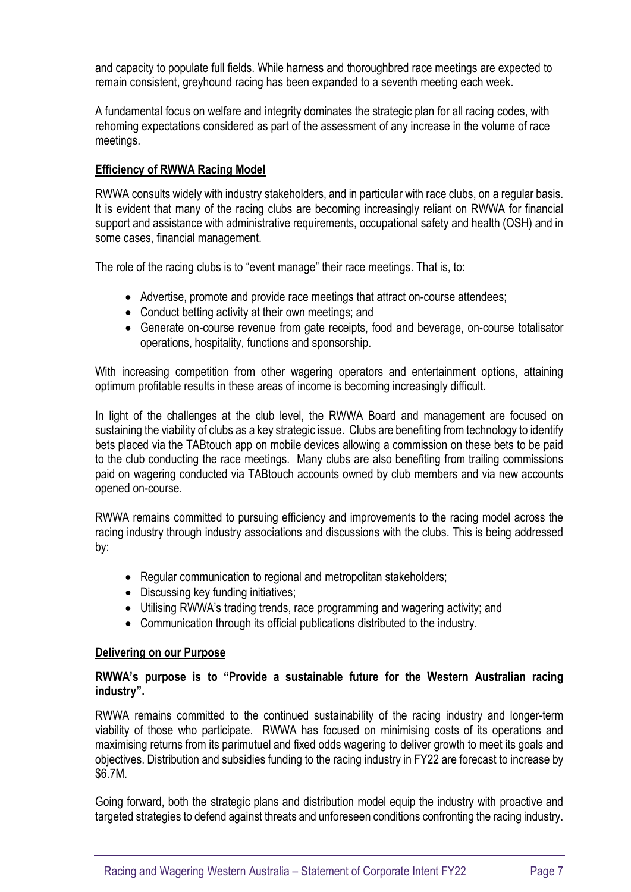and capacity to populate full fields. While harness and thoroughbred race meetings are expected to remain consistent, greyhound racing has been expanded to a seventh meeting each week.

A fundamental focus on welfare and integrity dominates the strategic plan for all racing codes, with rehoming expectations considered as part of the assessment of any increase in the volume of race meetings.

**Efficiency of RWWA Racing Model**

RWWA consults widely with industry stakeholders, and in particular with race clubs, on a regular basis. It is evident that many of the racing clubs are becoming increasingly reliant on RWWA for financial support and assistance with administrative requirements, occupational safety and health (OSH) and in some cases, financial management.

The role of the racing clubs is to "event manage" their race meetings. That is, to:

- Advertise, promote and provide race meetings that attract on-course attendees;
- Conduct betting activity at their own meetings; and
- Generate on-course revenue from gate receipts, food and beverage, on-course totalisator operations, hospitality, functions and sponsorship.

With increasing competition from other wagering operators and entertainment options, attaining optimum profitable results in these areas of income is becoming increasingly difficult.

In light of the challenges at the club level, the RWWA Board and management are focused on sustaining the viability of clubs as a key strategic issue. Clubs are benefiting from technology to identify bets placed via the TABtouch app on mobile devices allowing a commission on these bets to be paid to the club conducting the race meetings. Many clubs are also benefiting from trailing commissions paid on wagering conducted via TABtouch accounts owned by club members and via new accounts opened on-course.

RWWA remains committed to pursuing efficiency and improvements to the racing model across the racing industry through industry associations and discussions with the clubs. This is being addressed by:

- Regular communication to regional and metropolitan stakeholders;
- Discussing key funding initiatives;
- Utilising RWWA's trading trends, race programming and wagering activity; and
- Communication through its official publications distributed to the industry.

**Delivering on our Purpose**

**RWWA's purpose is to "Provide a sustainable future for the Western Australian racing industry".**

RWWA remains committed to the continued sustainability of the racing industry and longer-term viability of those who participate. RWWA has focused on minimising costs of its operations and maximising returns from its parimutuel and fixed odds wagering to deliver growth to meet its goals and objectives. Distribution and subsidies funding to the racing industry in FY22 are forecast to increase by $6.7M.

Going forward, both the strategic plans and distribution model equip the industry with proactive and targeted strategies to defend against threats and unforeseen conditions confronting the racing industry.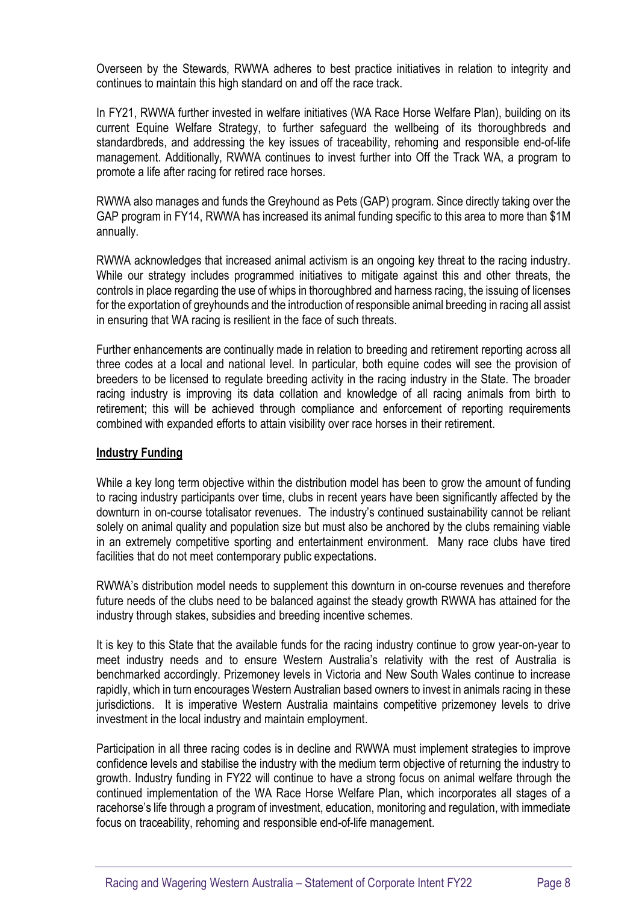Overseen by the Stewards, RWWA adheres to best practice initiatives in relation to integrity and continues to maintain this high standard on and off the race track.

In FY21, RWWA further invested in welfare initiatives (WA Race Horse Welfare Plan), building on its current Equine Welfare Strategy, to further safeguard the wellbeing of its thoroughbreds and standardbreds, and addressing the key issues of traceability, rehoming and responsible end-of-life management. Additionally, RWWA continues to invest further into Off the Track WA, a program to promote a life after racing for retired race horses.

RWWA also manages and funds the Greyhound as Pets (GAP) program. Since directly taking over the GAP program in FY14, RWWA has increased its animal funding specific to this area to more than $1M annually.

RWWA acknowledges that increased animal activism is an ongoing key threat to the racing industry. While our strategy includes programmed initiatives to mitigate against this and other threats, the controls in place regarding the use of whips in thoroughbred and harness racing, the issuing of licenses for the exportation of greyhounds and the introduction of responsible animal breeding in racing all assist in ensuring that WA racing is resilient in the face of such threats.

Further enhancements are continually made in relation to breeding and retirement reporting across all three codes at a local and national level. In particular, both equine codes will see the provision of breeders to be licensed to regulate breeding activity in the racing industry in the State. The broader racing industry is improving its data collation and knowledge of all racing animals from birth to retirement; this will be achieved through compliance and enforcement of reporting requirements combined with expanded efforts to attain visibility over race horses in their retirement.

**Industry Funding**

While a key long term objective within the distribution model has been to grow the amount of funding to racing industry participants over time, clubs in recent years have been significantly affected by the downturn in on-course totalisator revenues. The industry's continued sustainability cannot be reliant solely on animal quality and population size but must also be anchored by the clubs remaining viable in an extremely competitive sporting and entertainment environment. Many race clubs have tired facilities that do not meet contemporary public expectations.

RWWA's distribution model needs to supplement this downturn in on-course revenues and therefore future needs of the clubs need to be balanced against the steady growth RWWA has attained for the industry through stakes, subsidies and breeding incentive schemes.

It is key to this State that the available funds for the racing industry continue to grow year-on-year to meet industry needs and to ensure Western Australia's relativity with the rest of Australia is benchmarked accordingly. Prizemoney levels in Victoria and New South Wales continue to increase rapidly, which in turn encourages Western Australian based owners to invest in animals racing in these jurisdictions. It is imperative Western Australia maintains competitive prizemoney levels to drive investment in the local industry and maintain employment.

Participation in all three racing codes is in decline and RWWA must implement strategies to improve confidence levels and stabilise the industry with the medium term objective of returning the industry to growth. Industry funding in FY22 will continue to have a strong focus on animal welfare through the continued implementation of the WA Race Horse Welfare Plan, which incorporates all stages of a racehorse's life through a program of investment, education, monitoring and regulation, with immediate focus on traceability, rehoming and responsible end-of-life management.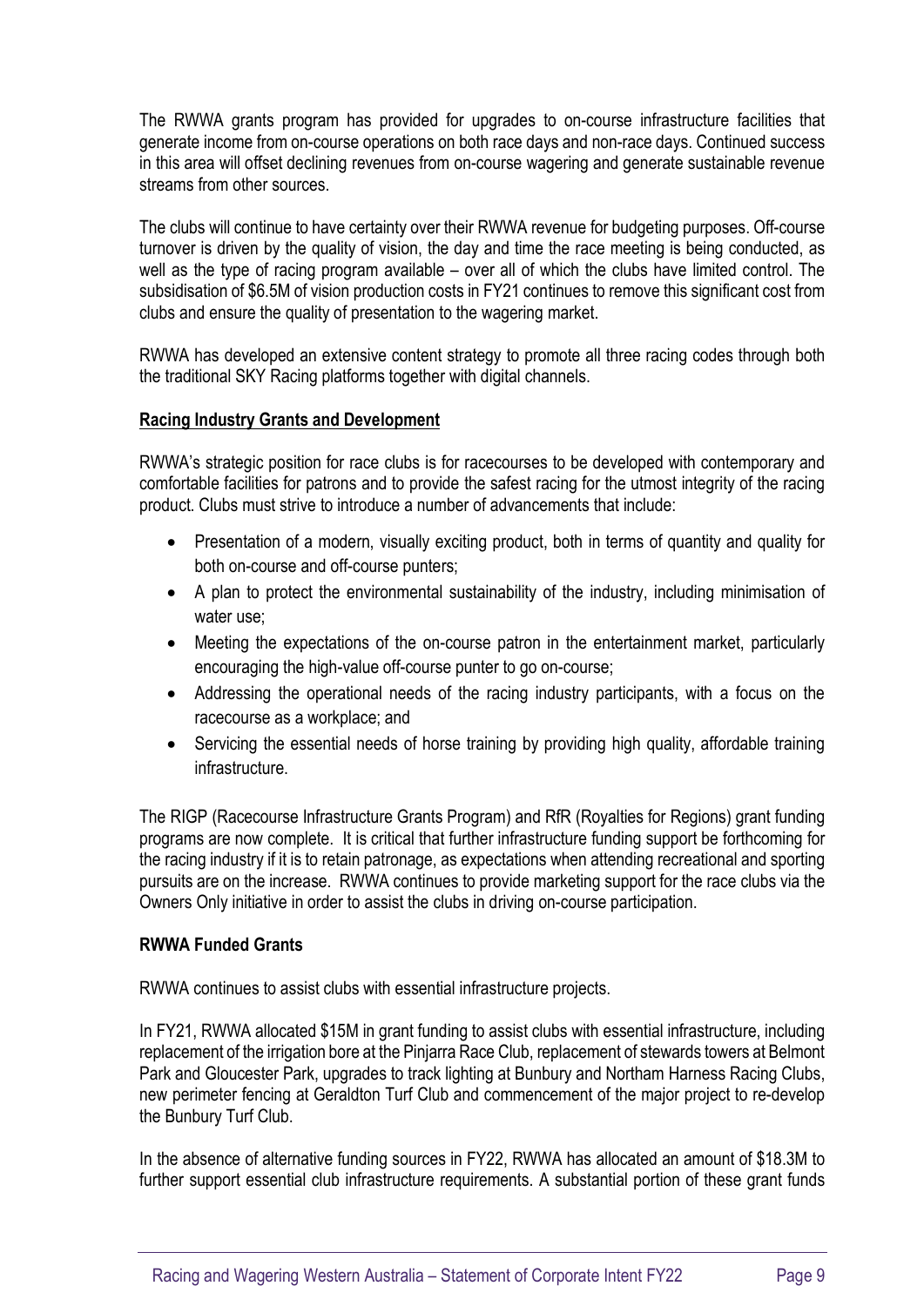The RWWA grants program has provided for upgrades to on-course infrastructure facilities that generate income from on-course operations on both race days and non-race days. Continued success in this area will offset declining revenues from on-course wagering and generate sustainable revenue streams from other sources.

The clubs will continue to have certainty over their RWWA revenue for budgeting purposes. Off-course turnover is driven by the quality of vision, the day and time the race meeting is being conducted, as well as the type of racing program available – over all of which the clubs have limited control. The subsidisation of $6.5M of vision production costs in FY21 continues to remove this significant cost from clubs and ensure the quality of presentation to the wagering market.

RWWA has developed an extensive content strategy to promote all three racing codes through both the traditional SKY Racing platforms together with digital channels.

### Racing Industry Grants and Development

RWWA's strategic position for race clubs is for racecourses to be developed with contemporary and comfortable facilities for patrons and to provide the safest racing for the utmost integrity of the racing product. Clubs must strive to introduce a number of advancements that include:

- Presentation of a modern, visually exciting product, both in terms of quantity and quality for both on-course and off-course punters;
- A plan to protect the environmental sustainability of the industry, including minimisation of water use;
- Meeting the expectations of the on-course patron in the entertainment market, particularly encouraging the high-value off-course punter to go on-course;
- Addressing the operational needs of the racing industry participants, with a focus on the racecourse as a workplace; and
- Servicing the essential needs of horse training by providing high quality, affordable training infrastructure.

The RIGP (Racecourse Infrastructure Grants Program) and RfR (Royalties for Regions) grant funding programs are now complete. It is critical that further infrastructure funding support be forthcoming for the racing industry if it is to retain patronage, as expectations when attending recreational and sporting pursuits are on the increase. RWWA continues to provide marketing support for the race clubs via the Owners Only initiative in order to assist the clubs in driving on-course participation.

### RWWA Funded Grants

RWWA continues to assist clubs with essential infrastructure projects.

In FY21, RWWA allocated $15M in grant funding to assist clubs with essential infrastructure, including replacement of the irrigation bore at the Pinjarra Race Club, replacement of stewards towers at Belmont Park and Gloucester Park, upgrades to track lighting at Bunbury and Northam Harness Racing Clubs, new perimeter fencing at Geraldton Turf Club and commencement of the major project to re-develop the Bunbury Turf Club.

In the absence of alternative funding sources in FY22, RWWA has allocated an amount of $18.3M to further support essential club infrastructure requirements. A substantial portion of these grant funds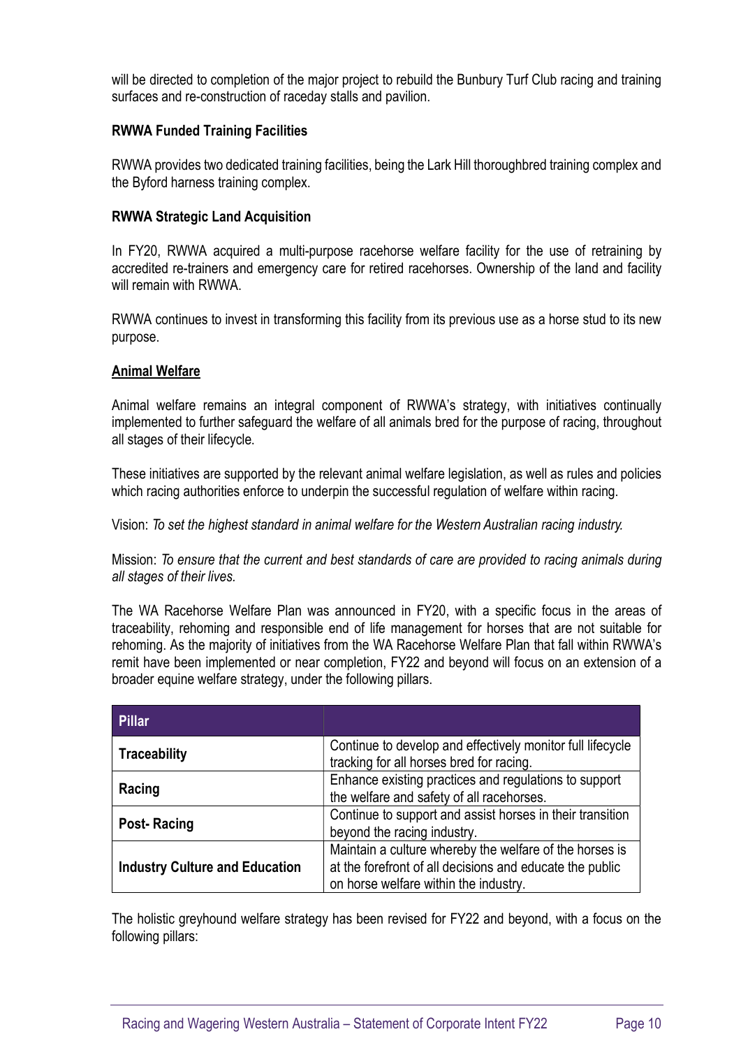will be directed to completion of the major project to rebuild the Bunbury Turf Club racing and training surfaces and re-construction of raceday stalls and pavilion.

**RWWA Funded Training Facilities**

RWWA provides two dedicated training facilities, being the Lark Hill thoroughbred training complex and the Byford harness training complex.

**RWWA Strategic Land Acquisition**

In FY20, RWWA acquired a multi-purpose racehorse welfare facility for the use of retraining by accredited re-trainers and emergency care for retired racehorses. Ownership of the land and facility will remain with RWWA.

RWWA continues to invest in transforming this facility from its previous use as a horse stud to its new purpose.

**Animal Welfare**

Animal welfare remains an integral component of RWWA's strategy, with initiatives continually implemented to further safeguard the welfare of all animals bred for the purpose of racing, throughout all stages of their lifecycle.

These initiatives are supported by the relevant animal welfare legislation, as well as rules and policies which racing authorities enforce to underpin the successful regulation of welfare within racing.

Vision: *To set the highest standard in animal welfare for the Western Australian racing industry.*

Mission: *To ensure that the current and best standards of care are provided to racing animals during all stages of their lives.*

The WA Racehorse Welfare Plan was announced in FY20, with a specific focus in the areas of traceability, rehoming and responsible end of life management for horses that are not suitable for rehoming. As the majority of initiatives from the WA Racehorse Welfare Plan that fall within RWWA's remit have been implemented or near completion, FY22 and beyond will focus on an extension of a broader equine welfare strategy, under the following pillars.

| Pillar | |
|---|---|
| **Traceability** | Continue to develop and effectively monitor full lifecycle tracking for all horses bred for racing. |
| **Racing** | Enhance existing practices and regulations to support the welfare and safety of all racehorses. |
| **Post- Racing** | Continue to support and assist horses in their transition beyond the racing industry. |
| **Industry Culture and Education** | Maintain a culture whereby the welfare of the horses is at the forefront of all decisions and educate the public on horse welfare within the industry. |

The holistic greyhound welfare strategy has been revised for FY22 and beyond, with a focus on the following pillars: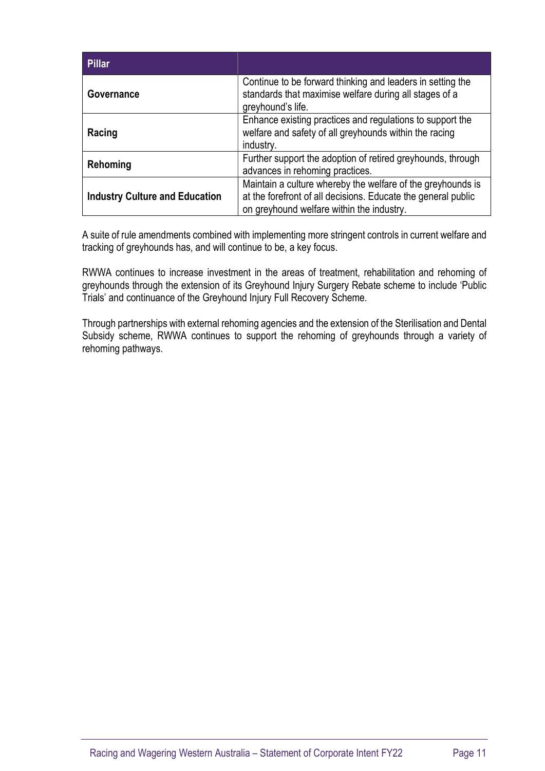| Pillar | |
|---|---|
| **Governance** | Continue to be forward thinking and leaders in setting the standards that maximise welfare during all stages of a greyhound's life. |
| **Racing** | Enhance existing practices and regulations to support the welfare and safety of all greyhounds within the racing industry. |
| **Rehoming** | Further support the adoption of retired greyhounds, through advances in rehoming practices. |
| **Industry Culture and Education** | Maintain a culture whereby the welfare of the greyhounds is at the forefront of all decisions. Educate the general public on greyhound welfare within the industry. |

A suite of rule amendments combined with implementing more stringent controls in current welfare and tracking of greyhounds has, and will continue to be, a key focus.

RWWA continues to increase investment in the areas of treatment, rehabilitation and rehoming of greyhounds through the extension of its Greyhound Injury Surgery Rebate scheme to include 'Public Trials' and continuance of the Greyhound Injury Full Recovery Scheme.

Through partnerships with external rehoming agencies and the extension of the Sterilisation and Dental Subsidy scheme, RWWA continues to support the rehoming of greyhounds through a variety of rehoming pathways.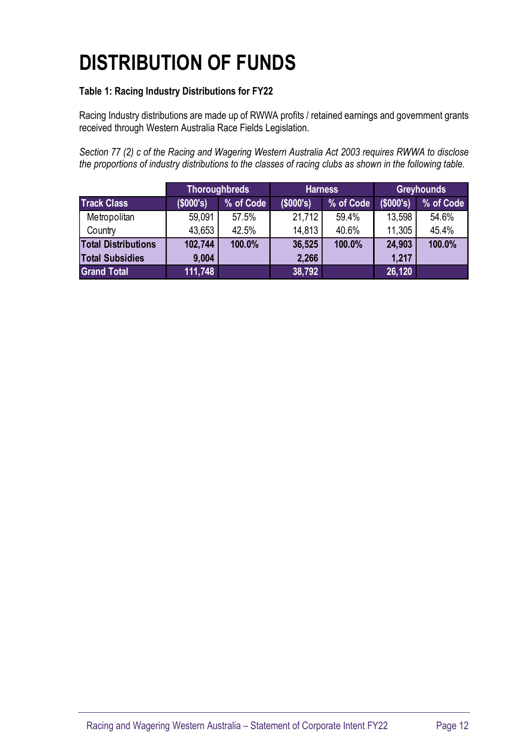# DISTRIBUTION OF FUNDS

**Table 1: Racing Industry Distributions for FY22**

Racing Industry distributions are made up of RWWA profits / retained earnings and government grants received through Western Australia Race Fields Legislation.

*Section 77 (2) c of the Racing and Wagering Western Australia Act 2003 requires RWWA to disclose the proportions of industry distributions to the classes of racing clubs as shown in the following table.*

| | Thoroughbreds | | Harness | | Greyhounds | |
|---|---|---|---|---|---|---|
| **Track Class** | **($000's)** | **% of Code** | **($000's)** | **% of Code** | **($000's)** | **% of Code** |
| Metropolitan | 59,091 | 57.5% | 21,712 | 59.4% | 13,598 | 54.6% |
| Country | 43,653 | 42.5% | 14,813 | 40.6% | 11,305 | 45.4% |
| **Total Distributions** | **102,744** | **100.0%** | **36,525** | **100.0%** | **24,903** | **100.0%** |
| **Total Subsidies** | **9,004** | | **2,266** | | **1,217** | |
| **Grand Total** | **111,748** | | **38,792** | | **26,120** | |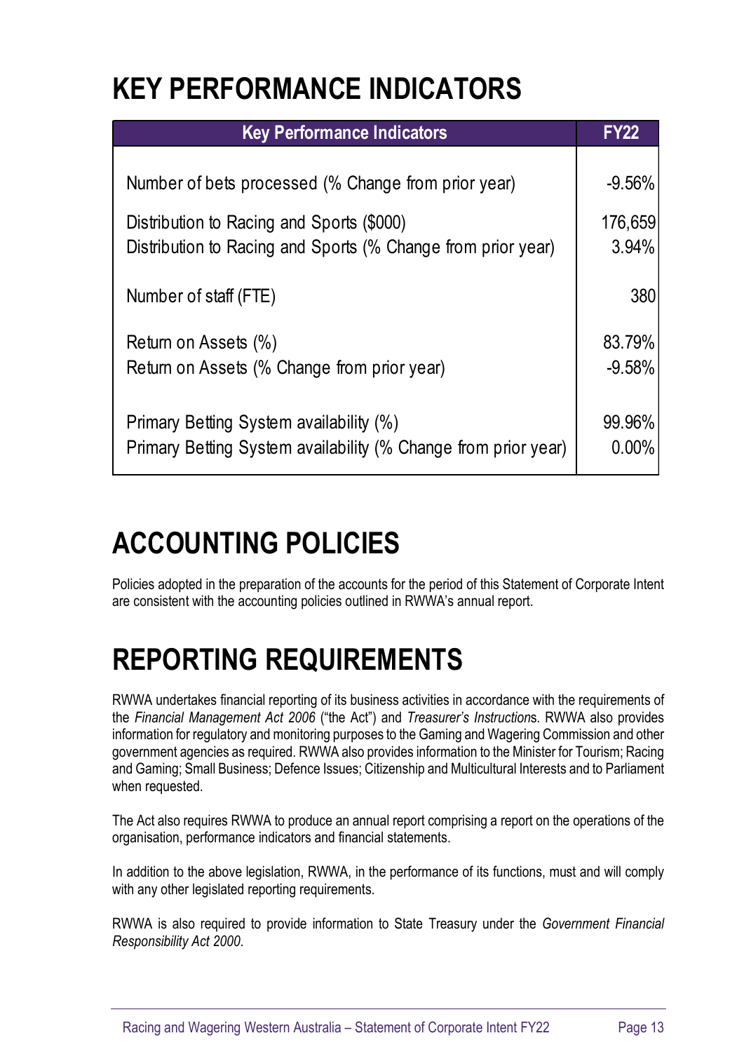# KEY PERFORMANCE INDICATORS

| Key Performance Indicators | FY22 |
| --- | --- |
| Number of bets processed (% Change from prior year) | -9.56% |
| Distribution to Racing and Sports ($000) | 176,659 |
| Distribution to Racing and Sports (% Change from prior year) | 3.94% |
| Number of staff (FTE) | 380 |
| Return on Assets (%) | 83.79% |
| Return on Assets (% Change from prior year) | -9.58% |
| Primary Betting System availability (%) | 99.96% |
| Primary Betting System availability (% Change from prior year) | 0.00% |

# ACCOUNTING POLICIES

Policies adopted in the preparation of the accounts for the period of this Statement of Corporate Intent are consistent with the accounting policies outlined in RWWA's annual report.

# REPORTING REQUIREMENTS

RWWA undertakes financial reporting of its business activities in accordance with the requirements of the *Financial Management Act 2006* ("the Act") and *Treasurer's Instruction*s. RWWA also provides information for regulatory and monitoring purposes to the Gaming and Wagering Commission and other government agencies as required. RWWA also provides information to the Minister for Tourism; Racing and Gaming; Small Business; Defence Issues; Citizenship and Multicultural Interests and to Parliament when requested.

The Act also requires RWWA to produce an annual report comprising a report on the operations of the organisation, performance indicators and financial statements.

In addition to the above legislation, RWWA, in the performance of its functions, must and will comply with any other legislated reporting requirements.

RWWA is also required to provide information to State Treasury under the *Government Financial Responsibility Act 2000*.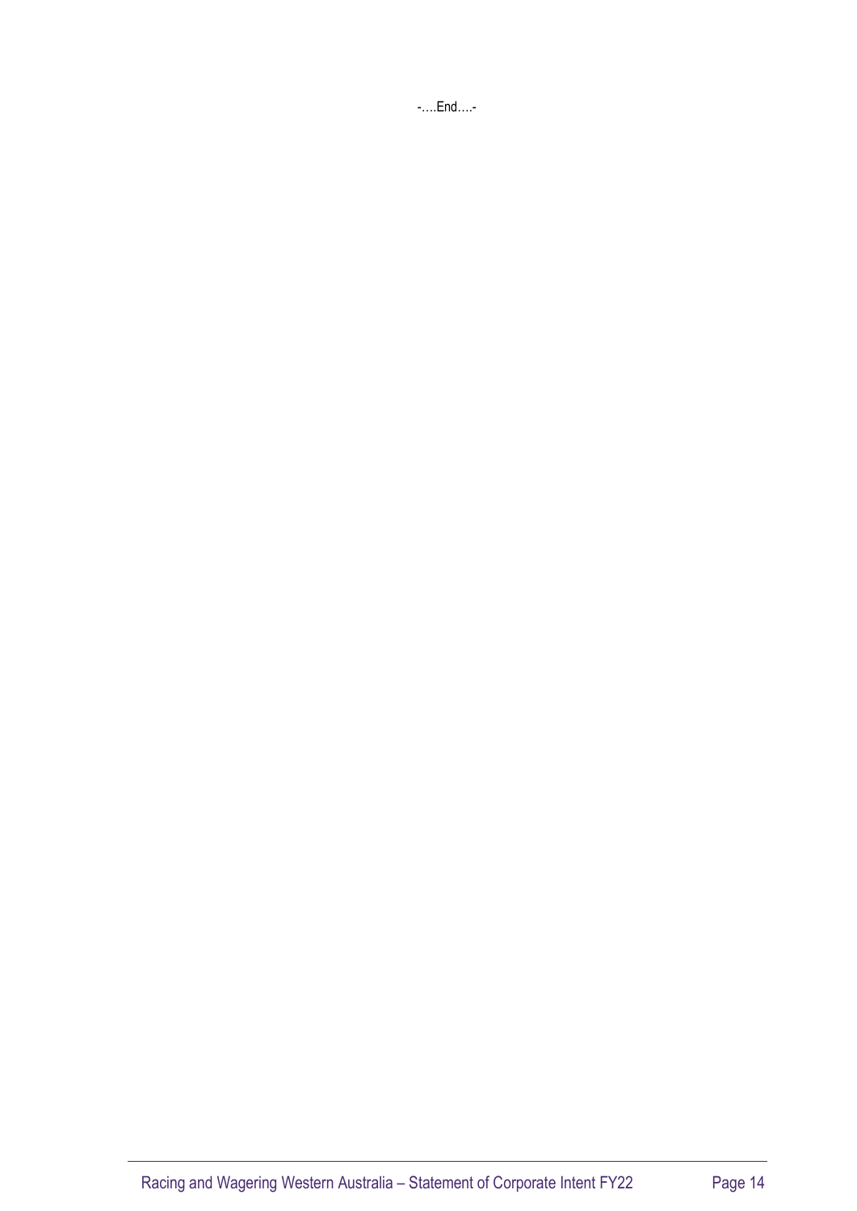-….End….-